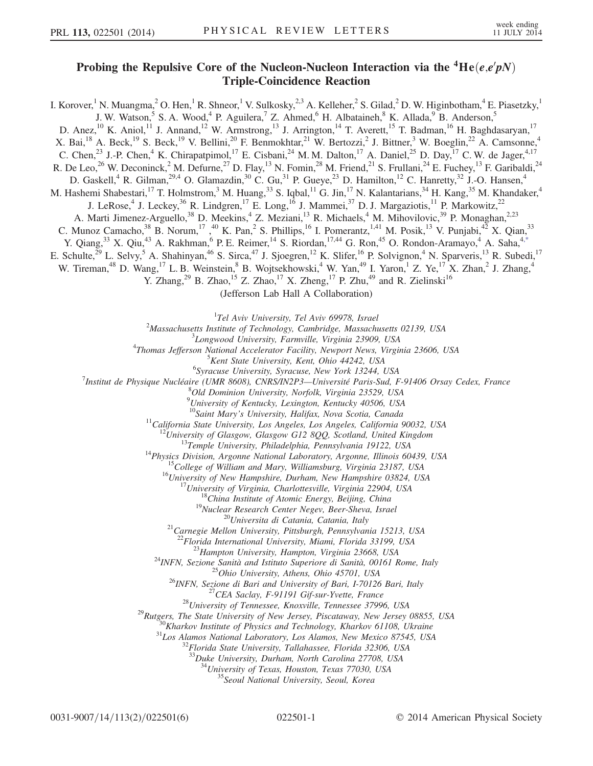# Probing the Repulsive Core of the Nucleon-Nucleon Interaction via the $^4$He$(e,e'pN)$ Triple-Coincidence Reaction

I. Korover,[1] N. Muangma,[2] O. Hen,[1] R. Shneor,[1] V. Sulkosky,[2,3] A. Kelleher,[2] S. Gilad,[2] D. W. Higinbotham,[4] E. Piasetzky,[1] J. W. Watson,[5] S. A. Wood,[4] P. Aguilera,[7] Z. Ahmed,[6] H. Albataineh,[8] K. Allada,[9] B. Anderson,[5] D. Anez,[10] K. Aniol,[11] J. Annand,[12] W. Armstrong,[13] J. Arrington,[14] T. Averett,[15] T. Badman,[16] H. Baghdasaryan,[17] X. Bai,[18] A. Beck,[19] S. Beck,[19] V. Bellini,[20] F. Benmokhtar,[21] W. Bertozzi,[2] J. Bittner,[3] W. Boeglin,[22] A. Camsonne,[4] C. Chen,[23] J.-P. Chen,[4] K. Chirapatpimol,[17] E. Cisbani,[24] M. M. Dalton,[17] A. Daniel,[25] D. Day,[17] C. W. de Jager,[4,17] R. De Leo,[26] W. Deconinck,[2] M. Defurne,[27] D. Flay,[13] N. Fomin,[28] M. Friend,[21] S. Frullani,[24] E. Fuchey,[13] F. Garibaldi,[24] D. Gaskell,[4] R. Gilman,[29,4] O. Glamazdin,[30] C. Gu,[31] P. Gueye,[23] D. Hamilton,[12] C. Hanretty,[32] J.-O. Hansen,[4] M. Hashemi Shabestari,[17] T. Holmstrom,[3] M. Huang,[33] S. Iqbal,[11] G. Jin,[17] N. Kalantarians,[34] H. Kang,[35] M. Khandaker,[4] J. LeRose,[4] J. Leckey,[36] R. Lindgren,[17] E. Long,[16] J. Mammei,[37] D. J. Margaziotis,[11] P. Markowitz,[22] A. Marti Jimenez-Arguello,[38] D. Meekins,[4] Z. Meziani,[13] R. Michaels,[4] M. Mihovilovic,[39] P. Monaghan,[2,23] C. Munoz Camacho,[38] B. Norum,[17,40] K. Pan,[2] S. Phillips,[16] I. Pomerantz,[1,41] M. Posik,[13] V. Punjabi,[42] X. Qian,[33] Y. Qiang,[33] X. Qiu,[43] A. Rakhman,[6] P. E. Reimer,[14] S. Riordan,[17,44] G. Ron,[45] O. Rondon-Aramayo,[4] A. Saha,[4,*] E. Schulte,[29] L. Selvy,[5] A. Shahinyan,[46] S. Sirca,[47] J. Sjoegren,[12] K. Slifer,[16] P. Solvignon,[4] N. Sparveris,[13] R. Subedi,[17] W. Tireman,[48] D. Wang,[17] L. B. Weinstein,[8] B. Wojtsekhowski,[4] W. Yan,[49] I. Yaron,[1] Z. Ye,[17] X. Zhan,[2] J. Zhang,[4] Y. Zhang,[29] B. Zhao,[15] Z. Zhao,[17] X. Zheng,[17] P. Zhu,[49] and R. Zielinski[16]

(Jefferson Lab Hall A Collaboration)

[1]*Tel Aviv University, Tel Aviv 69978, Israel*
[2]*Massachusetts Institute of Technology, Cambridge, Massachusetts 02139, USA*
[3]*Longwood University, Farmville, Virginia 23909, USA*
[4]*Thomas Jefferson National Accelerator Facility, Newport News, Virginia 23606, USA*
[5]*Kent State University, Kent, Ohio 44242, USA*
[6]*Syracuse University, Syracuse, New York 13244, USA*
[7]*Institut de Physique Nucléaire (UMR 8608), CNRS/IN2P3—Université Paris-Sud, F-91406 Orsay Cedex, France*
[8]*Old Dominion University, Norfolk, Virginia 23529, USA*
[9]*University of Kentucky, Lexington, Kentucky 40506, USA*
[10]*Saint Mary's University, Halifax, Nova Scotia, Canada*
[11]*California State University, Los Angeles, Los Angeles, California 90032, USA*
[12]*University of Glasgow, Glasgow G12 8QQ, Scotland, United Kingdom*
[13]*Temple University, Philadelphia, Pennsylvania 19122, USA*
[14]*Physics Division, Argonne National Laboratory, Argonne, Illinois 60439, USA*
[15]*College of William and Mary, Williamsburg, Virginia 23187, USA*
[16]*University of New Hampshire, Durham, New Hampshire 03824, USA*
[17]*University of Virginia, Charlottesville, Virginia 22904, USA*
[18]*China Institute of Atomic Energy, Beijing, China*
[19]*Nuclear Research Center Negev, Beer-Sheva, Israel*
[20]*Universita di Catania, Catania, Italy*
[21]*Carnegie Mellon University, Pittsburgh, Pennsylvania 15213, USA*
[22]*Florida International University, Miami, Florida 33199, USA*
[23]*Hampton University, Hampton, Virginia 23668, USA*
[24]*INFN, Sezione Sanità and Istituto Superiore di Sanità, 00161 Rome, Italy*
[25]*Ohio University, Athens, Ohio 45701, USA*
[26]*INFN, Sezione di Bari and University of Bari, I-70126 Bari, Italy*
[27]*CEA Saclay, F-91191 Gif-sur-Yvette, France*
[28]*University of Tennessee, Knoxville, Tennessee 37996, USA*
[29]*Rutgers, The State University of New Jersey, Piscataway, New Jersey 08855, USA*
[30]*Kharkov Institute of Physics and Technology, Kharkov 61108, Ukraine*
[31]*Los Alamos National Laboratory, Los Alamos, New Mexico 87545, USA*
[32]*Florida State University, Tallahassee, Florida 32306, USA*
[33]*Duke University, Durham, North Carolina 27708, USA*
[34]*University of Texas, Houston, Texas 77030, USA*
[35]*Seoul National University, Seoul, Korea*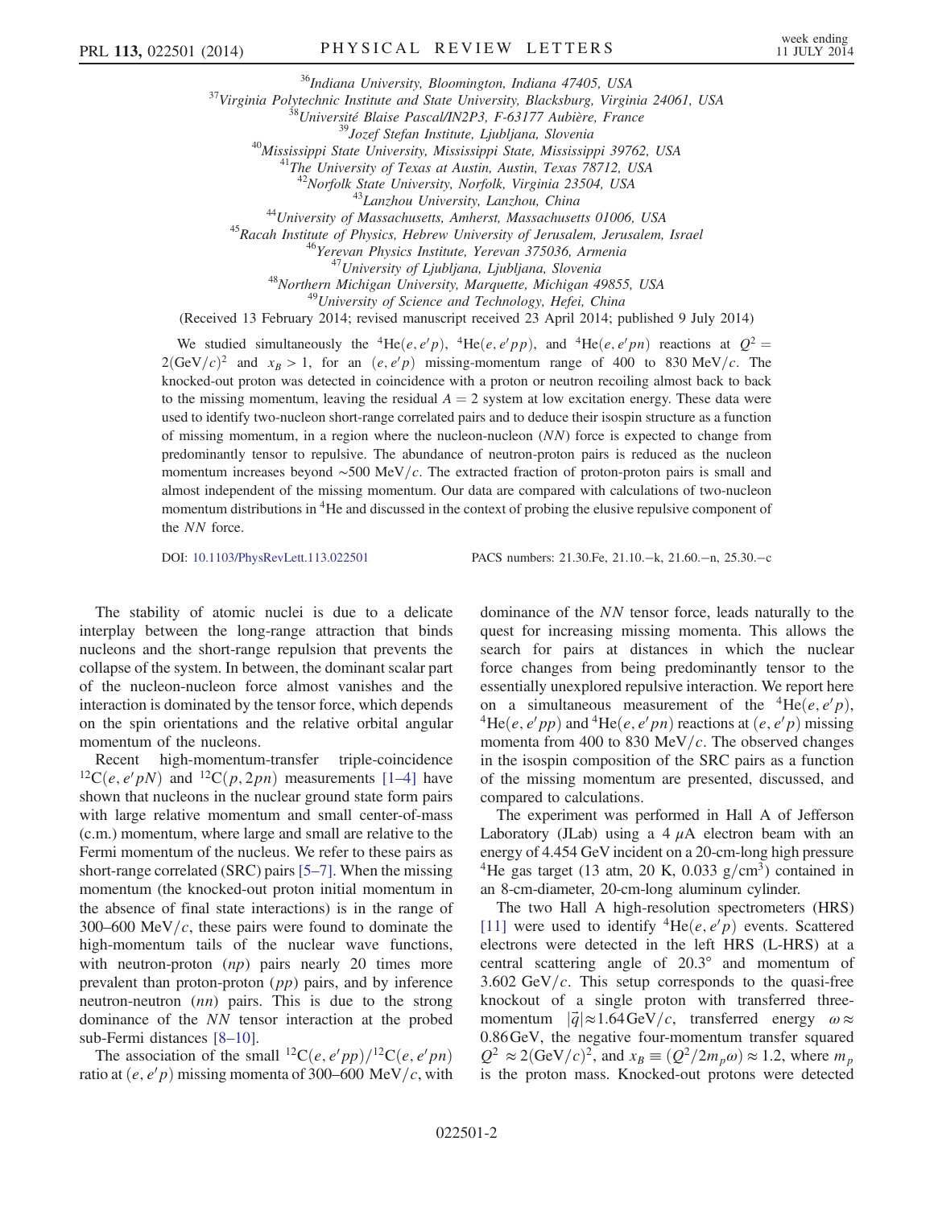[36] Indiana University, Bloomington, Indiana 47405, USA
[37] Virginia Polytechnic Institute and State University, Blacksburg, Virginia 24061, USA
[38] Université Blaise Pascal/IN2P3, F-63177 Aubière, France
[39] Jozef Stefan Institute, Ljubljana, Slovenia
[40] Mississippi State University, Mississippi State, Mississippi 39762, USA
[41] The University of Texas at Austin, Austin, Texas 78712, USA
[42] Norfolk State University, Norfolk, Virginia 23504, USA
[43] Lanzhou University, Lanzhou, China
[44] University of Massachusetts, Amherst, Massachusetts 01006, USA
[45] Racah Institute of Physics, Hebrew University of Jerusalem, Jerusalem, Israel
[46] Yerevan Physics Institute, Yerevan 375036, Armenia
[47] University of Ljubljana, Ljubljana, Slovenia
[48] Northern Michigan University, Marquette, Michigan 49855, USA
[49] University of Science and Technology, Hefei, China

(Received 13 February 2014; revised manuscript received 23 April 2014; published 9 July 2014)

We studied simultaneously the $^4$He$(e, e'p)$, $^4$He$(e, e'pp)$, and $^4$He$(e, e'pn)$ reactions at $Q^2 = 2(\mathrm{GeV}/c)^2$ and $x_B > 1$, for an $(e, e'p)$ missing-momentum range of 400 to 830 MeV/$c$. The knocked-out proton was detected in coincidence with a proton or neutron recoiling almost back to back to the missing momentum, leaving the residual $A = 2$ system at low excitation energy. These data were used to identify two-nucleon short-range correlated pairs and to deduce their isospin structure as a function of missing momentum, in a region where the nucleon-nucleon ($NN$) force is expected to change from predominantly tensor to repulsive. The abundance of neutron-proton pairs is reduced as the nucleon momentum increases beyond $\sim$500 MeV/$c$. The extracted fraction of proton-proton pairs is small and almost independent of the missing momentum. Our data are compared with calculations of two-nucleon momentum distributions in $^4$He and discussed in the context of probing the elusive repulsive component of the $NN$ force.

DOI: 10.1103/PhysRevLett.113.022501    PACS numbers: 21.30.Fe, 21.10.−k, 21.60.−n, 25.30.−c

The stability of atomic nuclei is due to a delicate interplay between the long-range attraction that binds nucleons and the short-range repulsion that prevents the collapse of the system. In between, the dominant scalar part of the nucleon-nucleon force almost vanishes and the interaction is dominated by the tensor force, which depends on the spin orientations and the relative orbital angular momentum of the nucleons.

Recent high-momentum-transfer triple-coincidence $^{12}$C$(e, e'pN)$ and $^{12}$C$(p, 2pn)$ measurements [1–4] have shown that nucleons in the nuclear ground state form pairs with large relative momentum and small center-of-mass (c.m.) momentum, where large and small are relative to the Fermi momentum of the nucleus. We refer to these pairs as short-range correlated (SRC) pairs [5–7]. When the missing momentum (the knocked-out proton initial momentum in the absence of final state interactions) is in the range of 300–600 MeV/$c$, these pairs were found to dominate the high-momentum tails of the nuclear wave functions, with neutron-proton ($np$) pairs nearly 20 times more prevalent than proton-proton ($pp$) pairs, and by inference neutron-neutron ($nn$) pairs. This is due to the strong dominance of the $NN$ tensor interaction at the probed sub-Fermi distances [8–10].

The association of the small $^{12}$C$(e, e'pp)/^{12}$C$(e, e'pn)$ ratio at $(e, e'p)$ missing momenta of 300–600 MeV/$c$, with dominance of the $NN$ tensor force, leads naturally to the quest for increasing missing momenta. This allows the search for pairs at distances in which the nuclear force changes from being predominantly tensor to the essentially unexplored repulsive interaction. We report here on a simultaneous measurement of the $^4$He$(e, e'p)$, $^4$He$(e, e'pp)$ and $^4$He$(e, e'pn)$ reactions at $(e, e'p)$ missing momenta from 400 to 830 MeV/$c$. The observed changes in the isospin composition of the SRC pairs as a function of the missing momentum are presented, discussed, and compared to calculations.

The experiment was performed in Hall A of Jefferson Laboratory (JLab) using a 4 $\mu$A electron beam with an energy of 4.454 GeV incident on a 20-cm-long high pressure $^4$He gas target (13 atm, 20 K, 0.033 g/cm$^3$) contained in an 8-cm-diameter, 20-cm-long aluminum cylinder.

The two Hall A high-resolution spectrometers (HRS) [11] were used to identify $^4$He$(e, e'p)$ events. Scattered electrons were detected in the left HRS (L-HRS) at a central scattering angle of 20.3° and momentum of 3.602 GeV/$c$. This setup corresponds to the quasi-free knockout of a single proton with transferred three-momentum $|\vec{q}| \approx 1.64\,\mathrm{GeV}/c$, transferred energy $\omega \approx 0.86\,\mathrm{GeV}$, the negative four-momentum transfer squared $Q^2 \approx 2(\mathrm{GeV}/c)^2$, and $x_B \equiv (Q^2/2m_p\omega) \approx 1.2$, where $m_p$ is the proton mass. Knocked-out protons were detected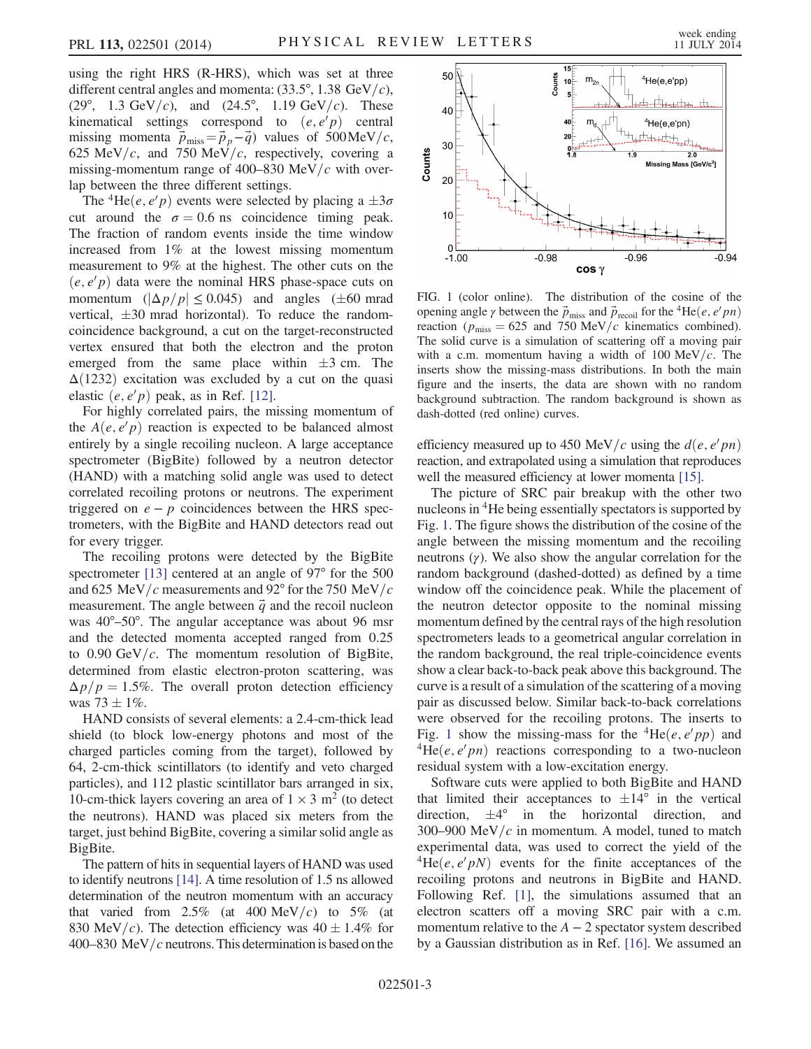using the right HRS (R-HRS), which was set at three different central angles and momenta: (33.5°, 1.38 GeV/$c$), (29°, 1.3 GeV/$c$), and (24.5°, 1.19 GeV/$c$). These kinematical settings correspond to $(e, e'p)$ central missing momenta $\vec{p}_{\rm miss} = \vec{p}_p - \vec{q}$) values of 500 MeV/$c$, 625 MeV/$c$, and 750 MeV/$c$, respectively, covering a missing-momentum range of 400–830 MeV/$c$ with overlap between the three different settings.

The $^4$He$(e, e'p)$ events were selected by placing a $\pm 3\sigma$ cut around the $\sigma = 0.6$ ns coincidence timing peak. The fraction of random events inside the time window increased from 1% at the lowest missing momentum measurement to 9% at the highest. The other cuts on the $(e, e'p)$ data were the nominal HRS phase-space cuts on momentum ($|\Delta p/p| \leq 0.045$) and angles ($\pm 60$ mrad vertical, $\pm 30$ mrad horizontal). To reduce the random-coincidence background, a cut on the target-reconstructed vertex ensured that both the electron and the proton emerged from the same place within $\pm 3$ cm. The $\Delta(1232)$ excitation was excluded by a cut on the quasi elastic $(e, e'p)$ peak, as in Ref. [12].

For highly correlated pairs, the missing momentum of the $A(e, e'p)$ reaction is expected to be balanced almost entirely by a single recoiling nucleon. A large acceptance spectrometer (BigBite) followed by a neutron detector (HAND) with a matching solid angle was used to detect correlated recoiling protons or neutrons. The experiment triggered on $e - p$ coincidences between the HRS spectrometers, with the BigBite and HAND detectors read out for every trigger.

The recoiling protons were detected by the BigBite spectrometer [13] centered at an angle of 97° for the 500 and 625 MeV/$c$ measurements and 92° for the 750 MeV/$c$ measurement. The angle between $\vec{q}$ and the recoil nucleon was 40°–50°. The angular acceptance was about 96 msr and the detected momenta accepted ranged from 0.25 to 0.90 GeV/$c$. The momentum resolution of BigBite, determined from elastic electron-proton scattering, was $\Delta p/p = 1.5\%$. The overall proton detection efficiency was $73 \pm 1\%$.

HAND consists of several elements: a 2.4-cm-thick lead shield (to block low-energy photons and most of the charged particles coming from the target), followed by 64, 2-cm-thick scintillators (to identify and veto charged particles), and 112 plastic scintillator bars arranged in six, 10-cm-thick layers covering an area of $1 \times 3$ m$^2$ (to detect the neutrons). HAND was placed six meters from the target, just behind BigBite, covering a similar solid angle as BigBite.

The pattern of hits in sequential layers of HAND was used to identify neutrons [14]. A time resolution of 1.5 ns allowed determination of the neutron momentum with an accuracy that varied from 2.5% (at 400 MeV/$c$) to 5% (at 830 MeV/$c$). The detection efficiency was $40 \pm 1.4\%$ for 400–830 MeV/$c$ neutrons. This determination is based on the efficiency measured up to 450 MeV/$c$ using the $d(e, e'pn)$ reaction, and extrapolated using a simulation that reproduces well the measured efficiency at lower momenta [15].

FIG. 1 (color online). The distribution of the cosine of the opening angle $\gamma$ between the $\vec{p}_{\rm miss}$ and $\vec{p}_{\rm recoil}$ for the $^4$He$(e, e'pn)$ reaction ($p_{\rm miss} = 625$ and 750 MeV/$c$ kinematics combined). The solid curve is a simulation of scattering off a moving pair with a c.m. momentum having a width of 100 MeV/$c$. The inserts show the missing-mass distributions. In both the main figure and the inserts, the data are shown with no random background subtraction. The random background is shown as dash-dotted (red online) curves.

The picture of SRC pair breakup with the other two nucleons in $^4$He being essentially spectators is supported by Fig. 1. The figure shows the distribution of the cosine of the angle between the missing momentum and the recoiling neutrons ($\gamma$). We also show the angular correlation for the random background (dashed-dotted) as defined by a time window off the coincidence peak. While the placement of the neutron detector opposite to the nominal missing momentum defined by the central rays of the high resolution spectrometers leads to a geometrical angular correlation in the random background, the real triple-coincidence events show a clear back-to-back peak above this background. The curve is a result of a simulation of the scattering of a moving pair as discussed below. Similar back-to-back correlations were observed for the recoiling protons. The inserts to Fig. 1 show the missing-mass for the $^4$He$(e, e'pp)$ and $^4$He$(e, e'pn)$ reactions corresponding to a two-nucleon residual system with a low-excitation energy.

Software cuts were applied to both BigBite and HAND that limited their acceptances to $\pm 14°$ in the vertical direction, $\pm 4°$ in the horizontal direction, and 300–900 MeV/$c$ in momentum. A model, tuned to match experimental data, was used to correct the yield of the $^4$He$(e, e'pN)$ events for the finite acceptances of the recoiling protons and neutrons in BigBite and HAND. Following Ref. [1], the simulations assumed that an electron scatters off a moving SRC pair with a c.m. momentum relative to the $A - 2$ spectator system described by a Gaussian distribution as in Ref. [16]. We assumed an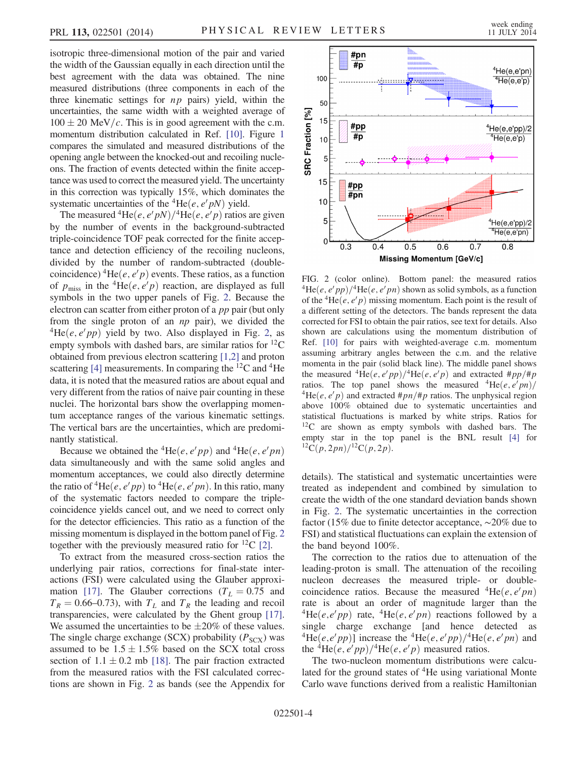isotropic three-dimensional motion of the pair and varied the width of the Gaussian equally in each direction until the best agreement with the data was obtained. The nine measured distributions (three components in each of the three kinematic settings for $np$ pairs) yield, within the uncertainties, the same width with a weighted average of $100 \pm 20$ MeV/$c$. This is in good agreement with the c.m. momentum distribution calculated in Ref. [10]. Figure 1 compares the simulated and measured distributions of the opening angle between the knocked-out and recoiling nucleons. The fraction of events detected within the finite acceptance was used to correct the measured yield. The uncertainty in this correction was typically 15%, which dominates the systematic uncertainties of the $^4\text{He}(e,e'pN)$ yield.

The measured $^4\text{He}(e,e'pN)/^4\text{He}(e,e'p)$ ratios are given by the number of events in the background-subtracted triple-coincidence TOF peak corrected for the finite acceptance and detection efficiency of the recoiling nucleons, divided by the number of random-subtracted (double-coincidence) $^4\text{He}(e,e'p)$ events. These ratios, as a function of $p_{\text{miss}}$ in the $^4\text{He}(e,e'p)$ reaction, are displayed as full symbols in the two upper panels of Fig. 2. Because the electron can scatter from either proton of a $pp$ pair (but only from the single proton of an $np$ pair), we divided the $^4\text{He}(e,e'pp)$ yield by two. Also displayed in Fig. 2, as empty symbols with dashed bars, are similar ratios for $^{12}\text{C}$ obtained from previous electron scattering [1,2] and proton scattering [4] measurements. In comparing the $^{12}\text{C}$ and $^4\text{He}$ data, it is noted that the measured ratios are about equal and very different from the ratios of naive pair counting in these nuclei. The horizontal bars show the overlapping momentum acceptance ranges of the various kinematic settings. The vertical bars are the uncertainties, which are predominantly statistical.

Because we obtained the $^4\text{He}(e,e'pp)$ and $^4\text{He}(e,e'pn)$ data simultaneously and with the same solid angles and momentum acceptances, we could also directly determine the ratio of $^4\text{He}(e,e'pp)$ to $^4\text{He}(e,e'pn)$. In this ratio, many of the systematic factors needed to compare the triple-coincidence yields cancel out, and we need to correct only for the detector efficiencies. This ratio as a function of the missing momentum is displayed in the bottom panel of Fig. 2 together with the previously measured ratio for $^{12}\text{C}$ [2].

To extract from the measured cross-section ratios the underlying pair ratios, corrections for final-state interactions (FSI) were calculated using the Glauber approximation [17]. The Glauber corrections ($T_L = 0.75$ and $T_R = 0.66$–$0.73$), with $T_L$ and $T_R$ the leading and recoil transparencies, were calculated by the Ghent group [17]. We assumed the uncertainties to be $\pm 20\%$ of these values. The single charge exchange (SCX) probability ($P_{\text{SCX}}$) was assumed to be $1.5 \pm 1.5\%$ based on the SCX total cross section of $1.1 \pm 0.2$ mb [18]. The pair fraction extracted from the measured ratios with the FSI calculated corrections are shown in Fig. 2 as bands (see the Appendix for details). The statistical and systematic uncertainties were treated as independent and combined by simulation to create the width of the one standard deviation bands shown in Fig. 2. The systematic uncertainties in the correction factor (15% due to finite detector acceptance, ~20% due to FSI) and statistical fluctuations can explain the extension of the band beyond 100%.

FIG. 2 (color online). Bottom panel: the measured ratios $^4\text{He}(e,e'pp)/^4\text{He}(e,e'pn)$ shown as solid symbols, as a function of the $^4\text{He}(e,e'p)$ missing momentum. Each point is the result of a different setting of the detectors. The bands represent the data corrected for FSI to obtain the pair ratios, see text for details. Also shown are calculations using the momentum distribution of Ref. [10] for pairs with weighted-average c.m. momentum assuming arbitrary angles between the c.m. and the relative momenta in the pair (solid black line). The middle panel shows the measured $^4\text{He}(e,e'pp)/^4\text{He}(e,e'p)$ and extracted $\#pp/\#p$ ratios. The top panel shows the measured $^4\text{He}(e,e'pn)/^4\text{He}(e,e'p)$ and extracted $\#pn/\#p$ ratios. The unphysical region above 100% obtained due to systematic uncertainties and statistical fluctuations is marked by white strips. Ratios for $^{12}\text{C}$ are shown as empty symbols with dashed bars. The empty star in the top panel is the BNL result [4] for $^{12}\text{C}(p,2pn)/^{12}\text{C}(p,2p)$.

The correction to the ratios due to attenuation of the leading-proton is small. The attenuation of the recoiling nucleon decreases the measured triple- or double-coincidence ratios. Because the measured $^4\text{He}(e,e'pn)$ rate is about an order of magnitude larger than the $^4\text{He}(e,e'pp)$ rate, $^4\text{He}(e,e'pn)$ reactions followed by a single charge exchange [and hence detected as $^4\text{He}(e,e'pp)$] increase the $^4\text{He}(e,e'pp)/^4\text{He}(e,e'pn)$ and the $^4\text{He}(e,e'pp)/^4\text{He}(e,e'p)$ measured ratios.

The two-nucleon momentum distributions were calculated for the ground states of $^4\text{He}$ using variational Monte Carlo wave functions derived from a realistic Hamiltonian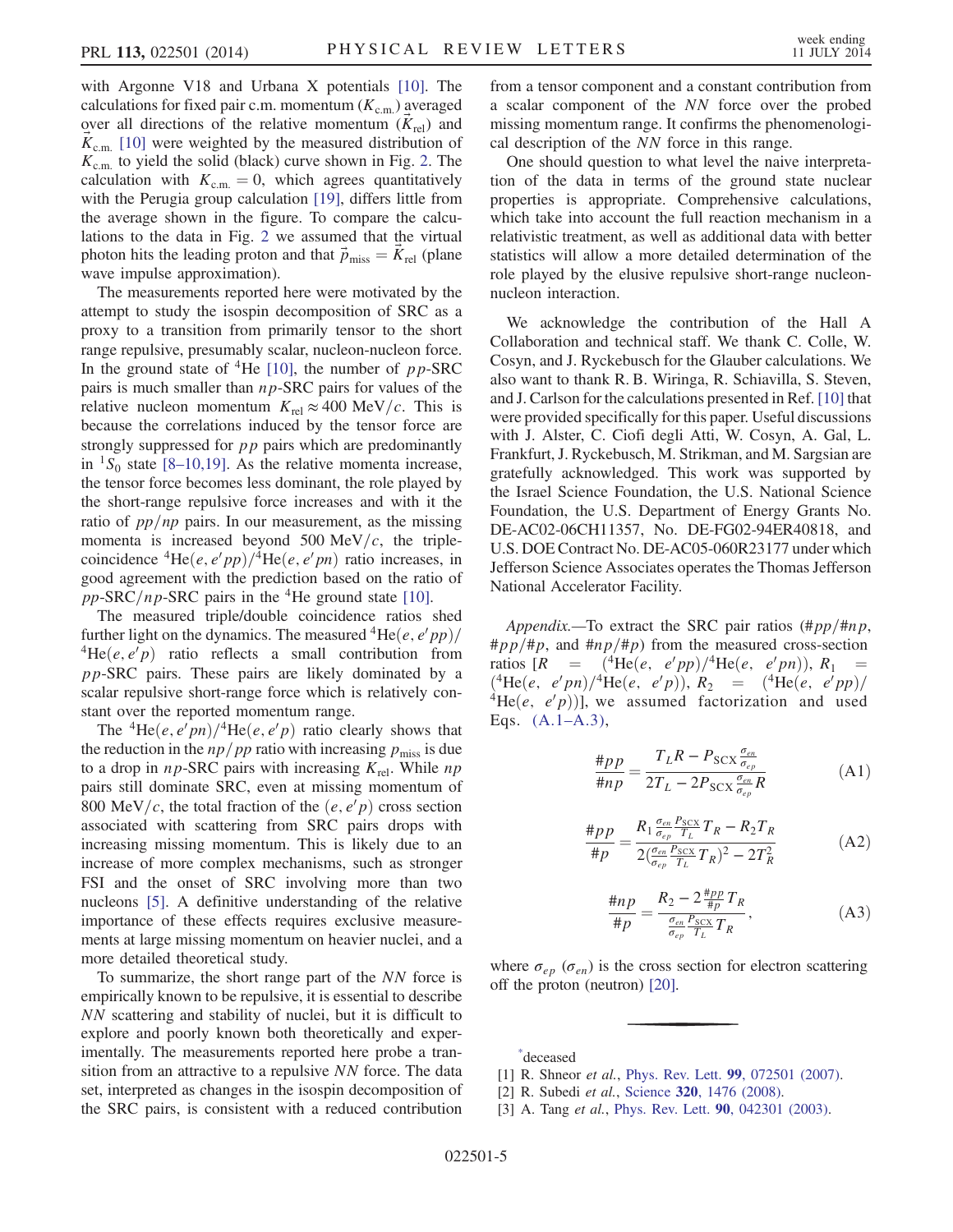with Argonne V18 and Urbana X potentials [10]. The calculations for fixed pair c.m. momentum ($K_{\rm c.m.}$) averaged over all directions of the relative momentum ($\vec{K}_{\rm rel}$) and $\vec{K}_{\rm c.m.}$ [10] were weighted by the measured distribution of $K_{\rm c.m.}$ to yield the solid (black) curve shown in Fig. 2. The calculation with $K_{\rm c.m.} = 0$, which agrees quantitatively with the Perugia group calculation [19], differs little from the average shown in the figure. To compare the calculations to the data in Fig. 2 we assumed that the virtual photon hits the leading proton and that $\vec{p}_{\rm miss} = \vec{K}_{\rm rel}$ (plane wave impulse approximation).

The measurements reported here were motivated by the attempt to study the isospin decomposition of SRC as a proxy to a transition from primarily tensor to the short range repulsive, presumably scalar, nucleon-nucleon force. In the ground state of $^4$He [10], the number of $pp$-SRC pairs is much smaller than $np$-SRC pairs for values of the relative nucleon momentum $K_{\rm rel} \approx 400$ MeV/$c$. This is because the correlations induced by the tensor force are strongly suppressed for $pp$ pairs which are predominantly in $^1S_0$ state [8–10,19]. As the relative momenta increase, the tensor force becomes less dominant, the role played by the short-range repulsive force increases and with it the ratio of $pp/np$ pairs. In our measurement, as the missing momenta is increased beyond 500 MeV/$c$, the triple-coincidence $^4$He$(e,e'pp)$/$^4$He$(e,e'pn)$ ratio increases, in good agreement with the prediction based on the ratio of $pp$-SRC/$np$-SRC pairs in the $^4$He ground state [10].

The measured triple/double coincidence ratios shed further light on the dynamics. The measured $^4$He$(e,e'pp)$/$^4$He$(e,e'p)$ ratio reflects a small contribution from $pp$-SRC pairs. These pairs are likely dominated by a scalar repulsive short-range force which is relatively constant over the reported momentum range.

The $^4$He$(e,e'pn)$/$^4$He$(e,e'p)$ ratio clearly shows that the reduction in the $np/pp$ ratio with increasing $p_{\rm miss}$ is due to a drop in $np$-SRC pairs with increasing $K_{\rm rel}$. While $np$ pairs still dominate SRC, even at missing momentum of 800 MeV/$c$, the total fraction of the $(e,e'p)$ cross section associated with scattering from SRC pairs drops with increasing missing momentum. This is likely due to an increase of more complex mechanisms, such as stronger FSI and the onset of SRC involving more than two nucleons [5]. A definitive understanding of the relative importance of these effects requires exclusive measurements at large missing momentum on heavier nuclei, and a more detailed theoretical study.

To summarize, the short range part of the $NN$ force is empirically known to be repulsive, it is essential to describe $NN$ scattering and stability of nuclei, but it is difficult to explore and poorly known both theoretically and experimentally. The measurements reported here probe a transition from an attractive to a repulsive $NN$ force. The data set, interpreted as changes in the isospin decomposition of the SRC pairs, is consistent with a reduced contribution from a tensor component and a constant contribution from a scalar component of the $NN$ force over the probed missing momentum range. It confirms the phenomenological description of the $NN$ force in this range.

One should question to what level the naive interpretation of the data in terms of the ground state nuclear properties is appropriate. Comprehensive calculations, which take into account the full reaction mechanism in a relativistic treatment, as well as additional data with better statistics will allow a more detailed determination of the role played by the elusive repulsive short-range nucleon-nucleon interaction.

We acknowledge the contribution of the Hall A Collaboration and technical staff. We thank C. Colle, W. Cosyn, and J. Ryckebusch for the Glauber calculations. We also want to thank R. B. Wiringa, R. Schiavilla, S. Steven, and J. Carlson for the calculations presented in Ref. [10] that were provided specifically for this paper. Useful discussions with J. Alster, C. Ciofi degli Atti, W. Cosyn, A. Gal, L. Frankfurt, J. Ryckebusch, M. Strikman, and M. Sargsian are gratefully acknowledged. This work was supported by the Israel Science Foundation, the U.S. National Science Foundation, the U.S. Department of Energy Grants No. DE-AC02-06CH11357, No. DE-FG02-94ER40818, and U.S. DOE Contract No. DE-AC05-060R23177 under which Jefferson Science Associates operates the Thomas Jefferson National Accelerator Facility.

*Appendix.*—To extract the SRC pair ratios (#$pp$/#$np$, #$pp$/#$p$, and #$np$/#$p$) from the measured cross-section ratios [$R$ = ($^4$He$(e,e'pp)$/$^4$He$(e,e'pn)$), $R_1$ = ($^4$He$(e,e'pn)$/$^4$He$(e,e'p)$), $R_2$ = ($^4$He$(e,e'pp)$/$^4$He$(e,e'p)$)], we assumed factorization and used Eqs. (A.1–A.3),

$$\frac{\#pp}{\#np} = \frac{T_L R - P_{\rm SCX}\frac{\sigma_{en}}{\sigma_{ep}}}{2T_L - 2P_{\rm SCX}\frac{\sigma_{en}}{\sigma_{ep}}R} \tag{A1}$$

$$\frac{\#pp}{\#p} = \frac{R_1 \frac{\sigma_{en}}{\sigma_{ep}}\frac{P_{\rm SCX}}{T_L}T_R - R_2 T_R}{2(\frac{\sigma_{en}}{\sigma_{ep}}\frac{P_{\rm SCX}}{T_L}T_R)^2 - 2T_R^2} \tag{A2}$$

$$\frac{\#np}{\#p} = \frac{R_2 - 2\frac{\#pp}{\#p}T_R}{\frac{\sigma_{en}}{\sigma_{ep}}\frac{P_{\rm SCX}}{T_L}T_R}, \tag{A3}$$

where $\sigma_{ep}$ ($\sigma_{en}$) is the cross section for electron scattering off the proton (neutron) [20].

---

*deceased

[1] R. Shneor *et al.*, Phys. Rev. Lett. **99**, 072501 (2007).
[2] R. Subedi *et al.*, Science **320**, 1476 (2008).
[3] A. Tang *et al.*, Phys. Rev. Lett. **90**, 042301 (2003).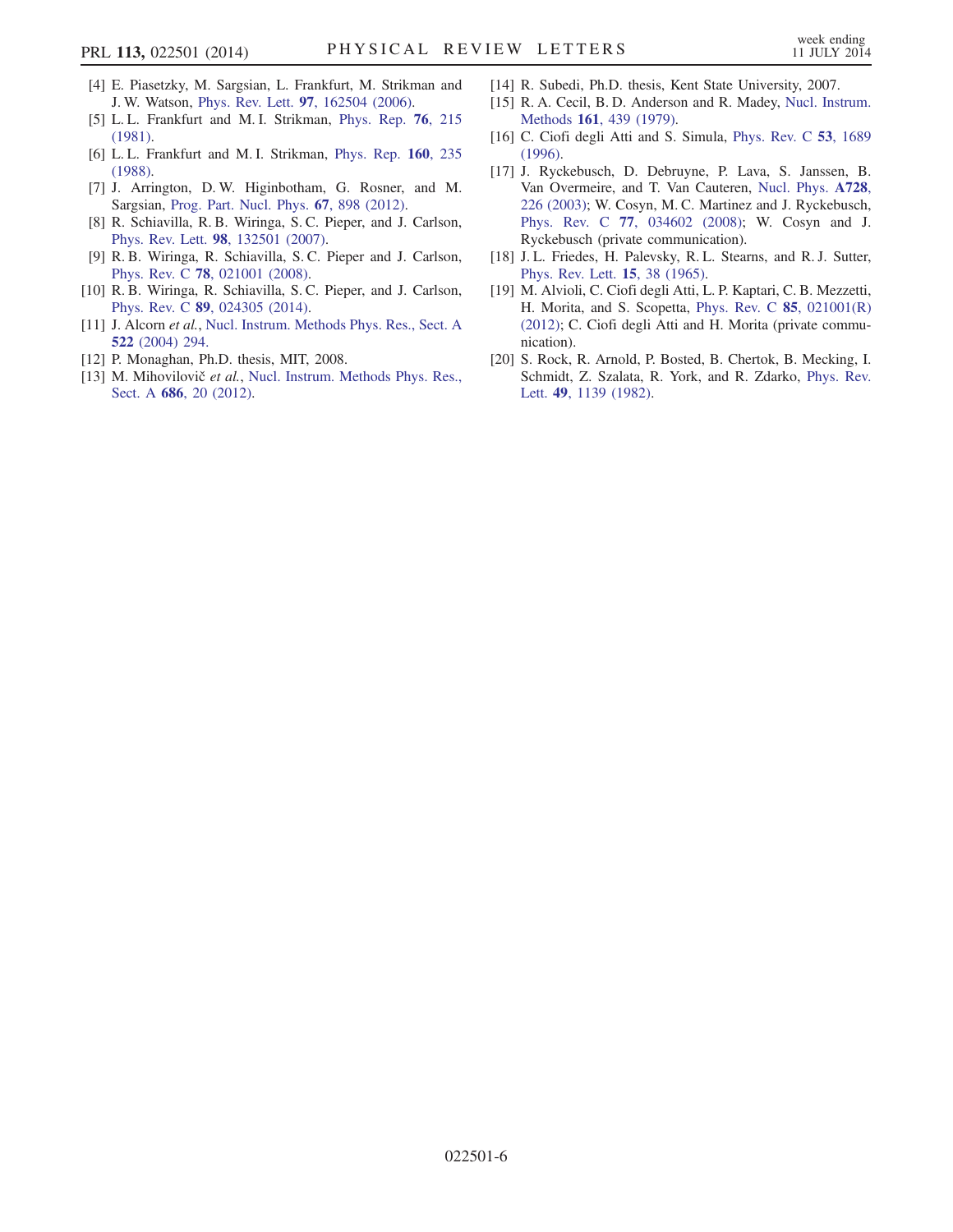[4] E. Piasetzky, M. Sargsian, L. Frankfurt, M. Strikman and J. W. Watson, Phys. Rev. Lett. **97**, 162504 (2006).

[5] L. L. Frankfurt and M. I. Strikman, Phys. Rep. **76**, 215 (1981).

[6] L. L. Frankfurt and M. I. Strikman, Phys. Rep. **160**, 235 (1988).

[7] J. Arrington, D. W. Higinbotham, G. Rosner, and M. Sargsian, Prog. Part. Nucl. Phys. **67**, 898 (2012).

[8] R. Schiavilla, R. B. Wiringa, S. C. Pieper, and J. Carlson, Phys. Rev. Lett. **98**, 132501 (2007).

[9] R. B. Wiringa, R. Schiavilla, S. C. Pieper and J. Carlson, Phys. Rev. C **78**, 021001 (2008).

[10] R. B. Wiringa, R. Schiavilla, S. C. Pieper, and J. Carlson, Phys. Rev. C **89**, 024305 (2014).

[11] J. Alcorn *et al.*, Nucl. Instrum. Methods Phys. Res., Sect. A **522** (2004) 294.

[12] P. Monaghan, Ph.D. thesis, MIT, 2008.

[13] M. Mihovilovič *et al.*, Nucl. Instrum. Methods Phys. Res., Sect. A **686**, 20 (2012).

[14] R. Subedi, Ph.D. thesis, Kent State University, 2007.

[15] R. A. Cecil, B. D. Anderson and R. Madey, Nucl. Instrum. Methods **161**, 439 (1979).

[16] C. Ciofi degli Atti and S. Simula, Phys. Rev. C **53**, 1689 (1996).

[17] J. Ryckebusch, D. Debruyne, P. Lava, S. Janssen, B. Van Overmeire, and T. Van Cauteren, Nucl. Phys. **A728**, 226 (2003); W. Cosyn, M. C. Martinez and J. Ryckebusch, Phys. Rev. C **77**, 034602 (2008); W. Cosyn and J. Ryckebusch (private communication).

[18] J. L. Friedes, H. Palevsky, R. L. Stearns, and R. J. Sutter, Phys. Rev. Lett. **15**, 38 (1965).

[19] M. Alvioli, C. Ciofi degli Atti, L. P. Kaptari, C. B. Mezzetti, H. Morita, and S. Scopetta, Phys. Rev. C **85**, 021001(R) (2012); C. Ciofi degli Atti and H. Morita (private communication).

[20] S. Rock, R. Arnold, P. Bosted, B. Chertok, B. Mecking, I. Schmidt, Z. Szalata, R. York, and R. Zdarko, Phys. Rev. Lett. **49**, 1139 (1982).